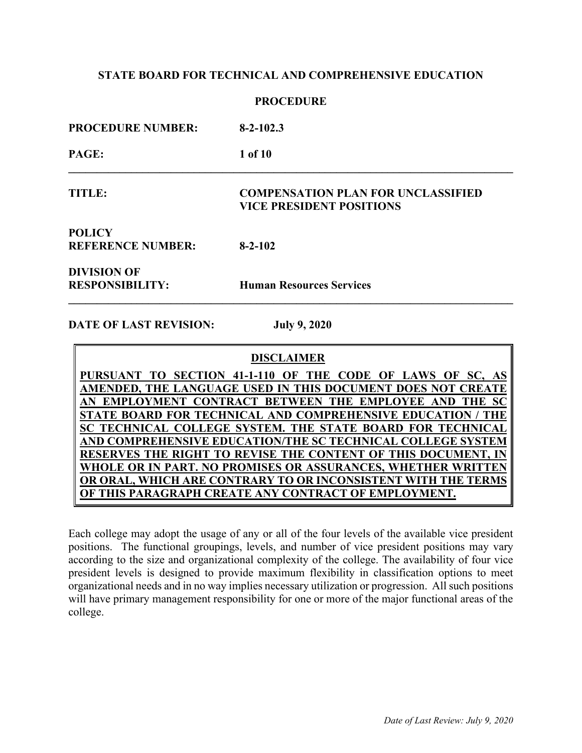**STATE BOARD FOR TECHNICAL AND COMPREHENSIVE EDUCATION**

**PROCEDURE**

| | |
|---|---|
| **PROCEDURE NUMBER:** | **8-2-102.3** |
| **PAGE:** | **1 of 10** |
| **TITLE:** | **COMPENSATION PLAN FOR UNCLASSIFIED VICE PRESIDENT POSITIONS** |
| **POLICY REFERENCE NUMBER:** | **8-2-102** |
| **DIVISION OF RESPONSIBILITY:** | **Human Resources Services** |

**DATE OF LAST REVISION:** **July 9, 2020**

> **DISCLAIMER**
>
> **PURSUANT TO SECTION 41-1-110 OF THE CODE OF LAWS OF SC, AS AMENDED, THE LANGUAGE USED IN THIS DOCUMENT DOES NOT CREATE AN EMPLOYMENT CONTRACT BETWEEN THE EMPLOYEE AND THE SC STATE BOARD FOR TECHNICAL AND COMPREHENSIVE EDUCATION / THE SC TECHNICAL COLLEGE SYSTEM. THE STATE BOARD FOR TECHNICAL AND COMPREHENSIVE EDUCATION/THE SC TECHNICAL COLLEGE SYSTEM RESERVES THE RIGHT TO REVISE THE CONTENT OF THIS DOCUMENT, IN WHOLE OR IN PART. NO PROMISES OR ASSURANCES, WHETHER WRITTEN OR ORAL, WHICH ARE CONTRARY TO OR INCONSISTENT WITH THE TERMS OF THIS PARAGRAPH CREATE ANY CONTRACT OF EMPLOYMENT.**

Each college may adopt the usage of any or all of the four levels of the available vice president positions. The functional groupings, levels, and number of vice president positions may vary according to the size and organizational complexity of the college. The availability of four vice president levels is designed to provide maximum flexibility in classification options to meet organizational needs and in no way implies necessary utilization or progression. All such positions will have primary management responsibility for one or more of the major functional areas of the college.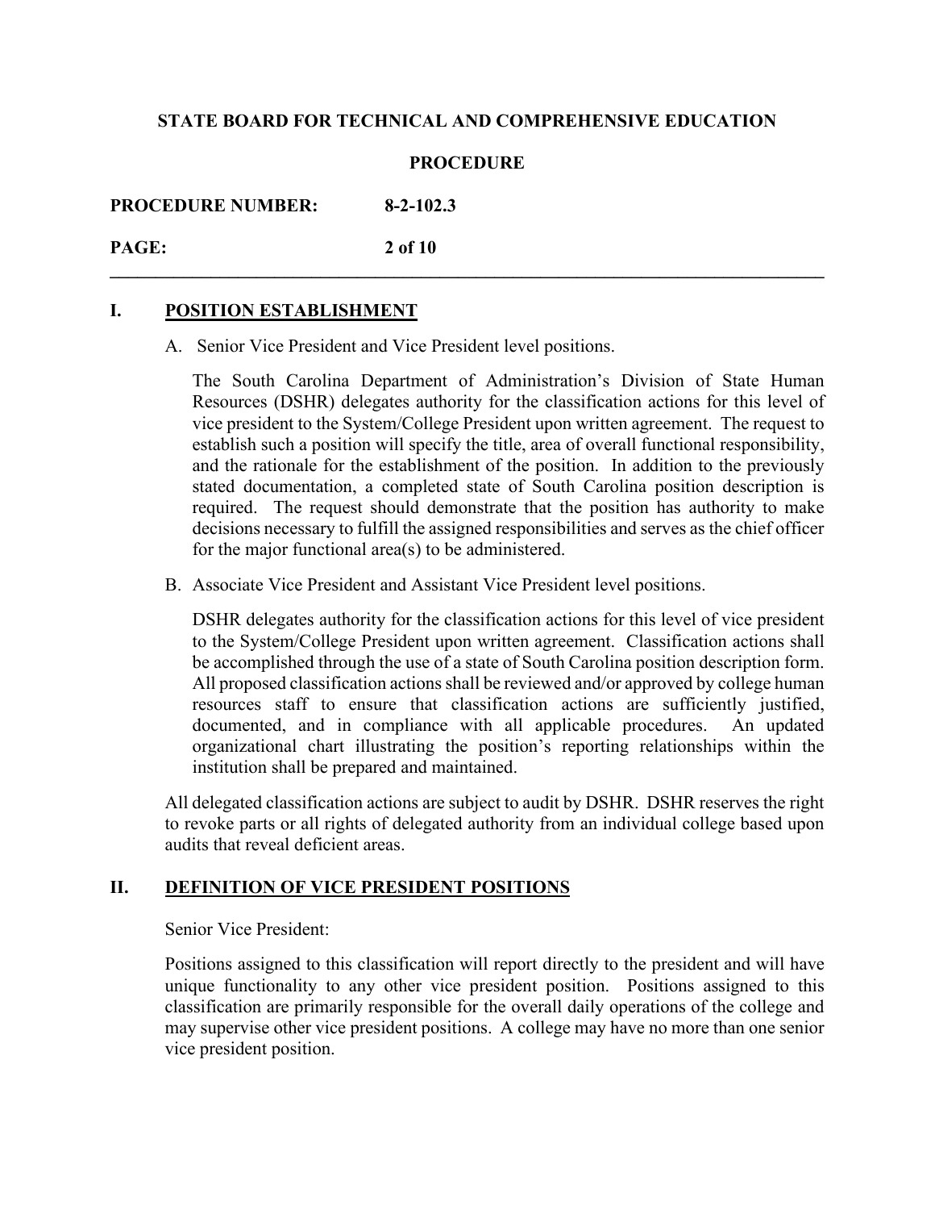## I. POSITION ESTABLISHMENT

A. Senior Vice President and Vice President level positions.

The South Carolina Department of Administration's Division of State Human Resources (DSHR) delegates authority for the classification actions for this level of vice president to the System/College President upon written agreement. The request to establish such a position will specify the title, area of overall functional responsibility, and the rationale for the establishment of the position. In addition to the previously stated documentation, a completed state of South Carolina position description is required. The request should demonstrate that the position has authority to make decisions necessary to fulfill the assigned responsibilities and serves as the chief officer for the major functional area(s) to be administered.

B. Associate Vice President and Assistant Vice President level positions.

DSHR delegates authority for the classification actions for this level of vice president to the System/College President upon written agreement. Classification actions shall be accomplished through the use of a state of South Carolina position description form. All proposed classification actions shall be reviewed and/or approved by college human resources staff to ensure that classification actions are sufficiently justified, documented, and in compliance with all applicable procedures. An updated organizational chart illustrating the position's reporting relationships within the institution shall be prepared and maintained.

All delegated classification actions are subject to audit by DSHR. DSHR reserves the right to revoke parts or all rights of delegated authority from an individual college based upon audits that reveal deficient areas.

## II. DEFINITION OF VICE PRESIDENT POSITIONS

Senior Vice President:

Positions assigned to this classification will report directly to the president and will have unique functionality to any other vice president position. Positions assigned to this classification are primarily responsible for the overall daily operations of the college and may supervise other vice president positions. A college may have no more than one senior vice president position.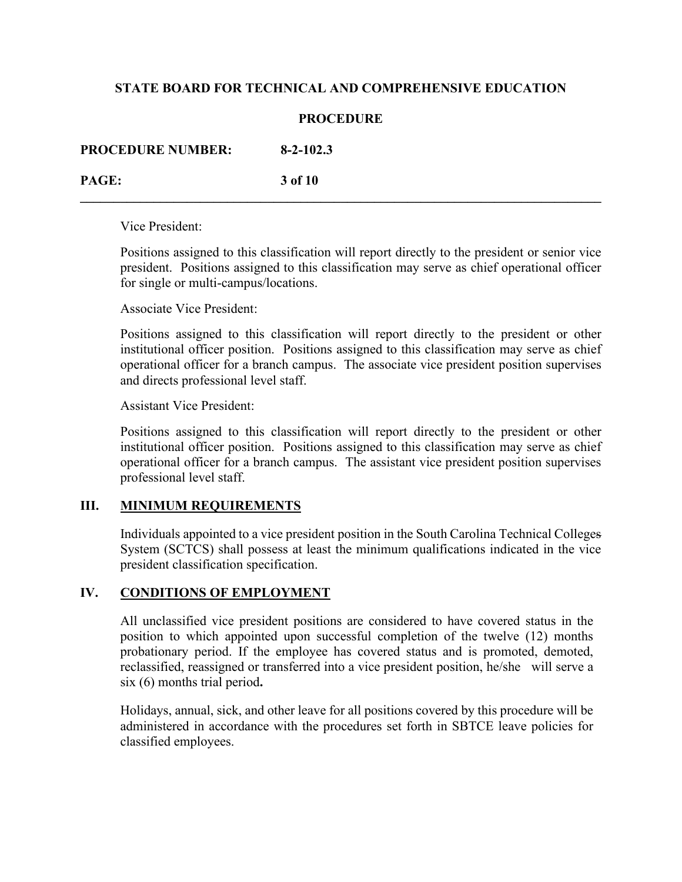Vice President:

Positions assigned to this classification will report directly to the president or senior vice president. Positions assigned to this classification may serve as chief operational officer for single or multi-campus/locations.

Associate Vice President:

Positions assigned to this classification will report directly to the president or other institutional officer position. Positions assigned to this classification may serve as chief operational officer for a branch campus. The associate vice president position supervises and directs professional level staff.

Assistant Vice President:

Positions assigned to this classification will report directly to the president or other institutional officer position. Positions assigned to this classification may serve as chief operational officer for a branch campus. The assistant vice president position supervises professional level staff.

## III. MINIMUM REQUIREMENTS

Individuals appointed to a vice president position in the South Carolina Technical Colleges System (SCTCS) shall possess at least the minimum qualifications indicated in the vice president classification specification.

## IV. CONDITIONS OF EMPLOYMENT

All unclassified vice president positions are considered to have covered status in the position to which appointed upon successful completion of the twelve (12) months probationary period. If the employee has covered status and is promoted, demoted, reclassified, reassigned or transferred into a vice president position, he/she will serve a six (6) months trial period.

Holidays, annual, sick, and other leave for all positions covered by this procedure will be administered in accordance with the procedures set forth in SBTCE leave policies for classified employees.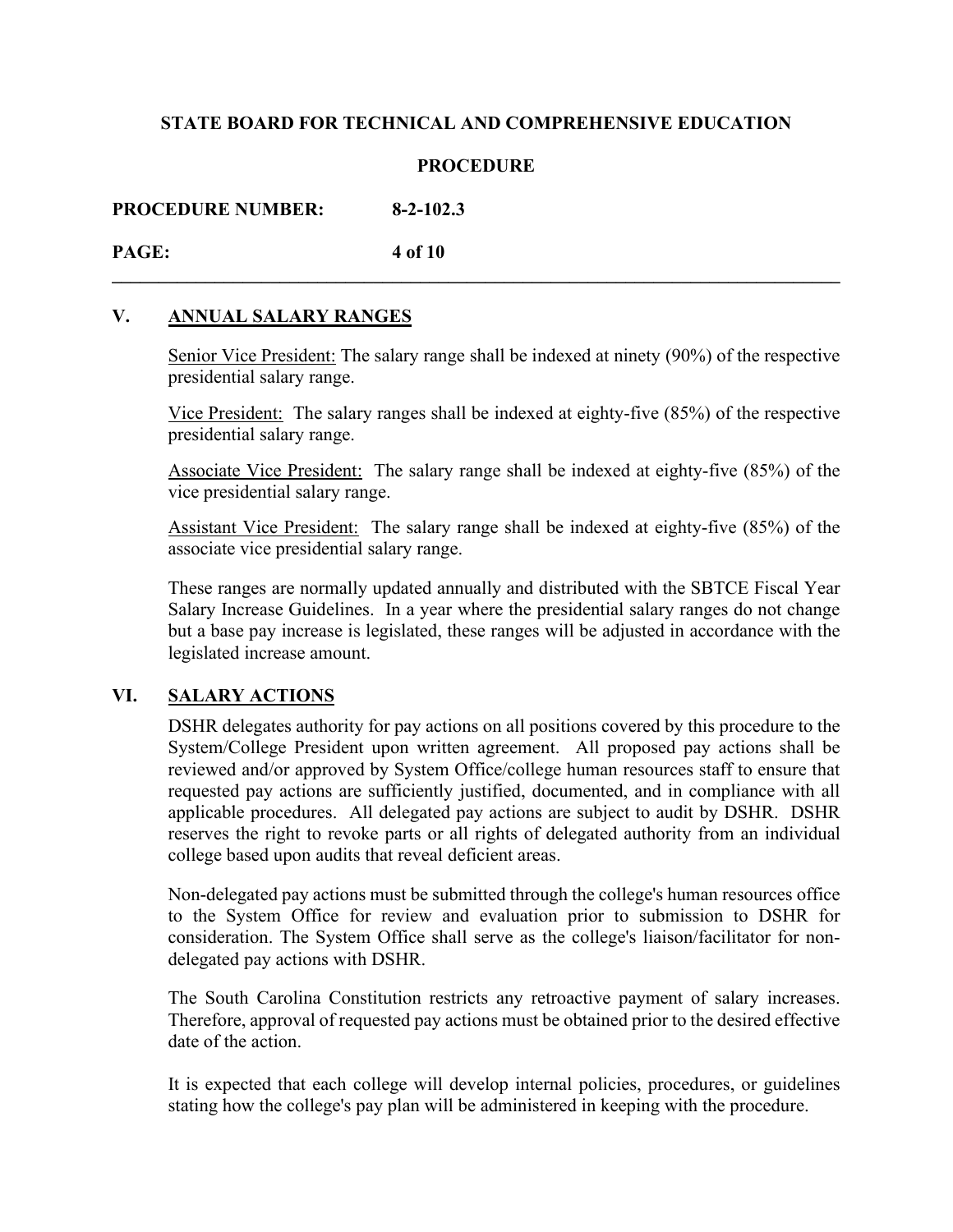## V. ANNUAL SALARY RANGES

Senior Vice President: The salary range shall be indexed at ninety (90%) of the respective presidential salary range.

Vice President: The salary ranges shall be indexed at eighty-five (85%) of the respective presidential salary range.

Associate Vice President: The salary range shall be indexed at eighty-five (85%) of the vice presidential salary range.

Assistant Vice President: The salary range shall be indexed at eighty-five (85%) of the associate vice presidential salary range.

These ranges are normally updated annually and distributed with the SBTCE Fiscal Year Salary Increase Guidelines. In a year where the presidential salary ranges do not change but a base pay increase is legislated, these ranges will be adjusted in accordance with the legislated increase amount.

## VI. SALARY ACTIONS

DSHR delegates authority for pay actions on all positions covered by this procedure to the System/College President upon written agreement. All proposed pay actions shall be reviewed and/or approved by System Office/college human resources staff to ensure that requested pay actions are sufficiently justified, documented, and in compliance with all applicable procedures. All delegated pay actions are subject to audit by DSHR. DSHR reserves the right to revoke parts or all rights of delegated authority from an individual college based upon audits that reveal deficient areas.

Non-delegated pay actions must be submitted through the college's human resources office to the System Office for review and evaluation prior to submission to DSHR for consideration. The System Office shall serve as the college's liaison/facilitator for non-delegated pay actions with DSHR.

The South Carolina Constitution restricts any retroactive payment of salary increases. Therefore, approval of requested pay actions must be obtained prior to the desired effective date of the action.

It is expected that each college will develop internal policies, procedures, or guidelines stating how the college's pay plan will be administered in keeping with the procedure.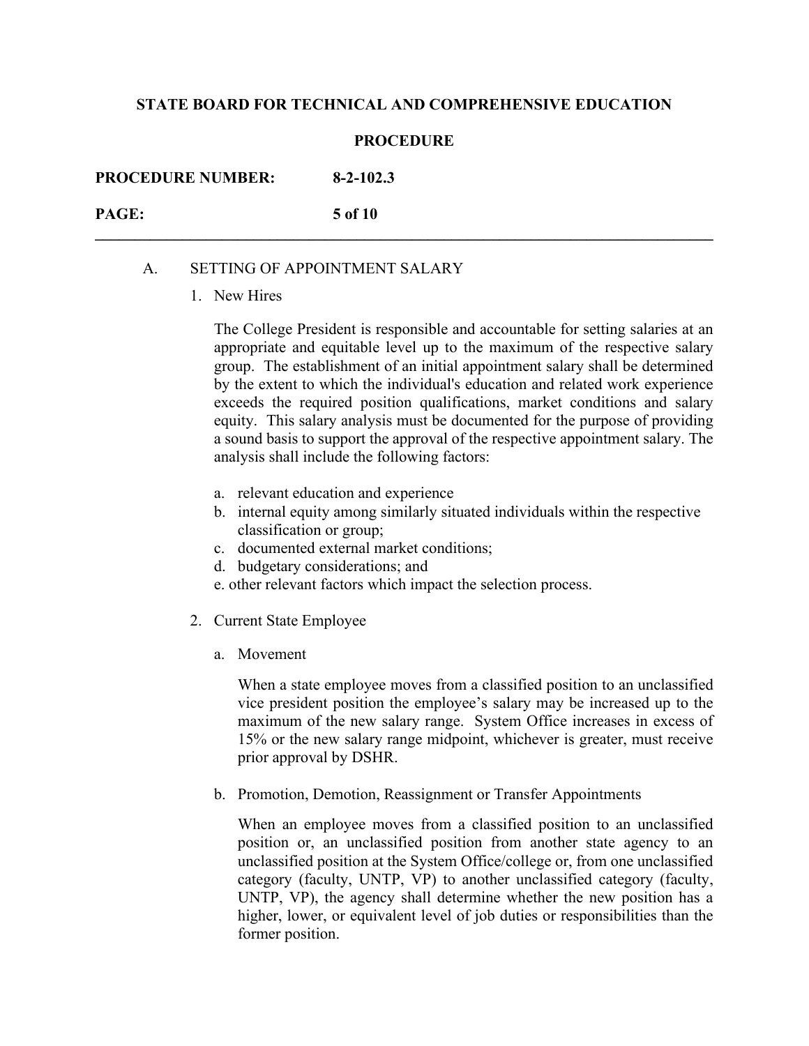A. SETTING OF APPOINTMENT SALARY

1. New Hires

   The College President is responsible and accountable for setting salaries at an appropriate and equitable level up to the maximum of the respective salary group. The establishment of an initial appointment salary shall be determined by the extent to which the individual's education and related work experience exceeds the required position qualifications, market conditions and salary equity. This salary analysis must be documented for the purpose of providing a sound basis to support the approval of the respective appointment salary. The analysis shall include the following factors:

   a. relevant education and experience
   b. internal equity among similarly situated individuals within the respective classification or group;
   c. documented external market conditions;
   d. budgetary considerations; and
   e. other relevant factors which impact the selection process.

2. Current State Employee

   a. Movement

      When a state employee moves from a classified position to an unclassified vice president position the employee's salary may be increased up to the maximum of the new salary range. System Office increases in excess of 15% or the new salary range midpoint, whichever is greater, must receive prior approval by DSHR.

   b. Promotion, Demotion, Reassignment or Transfer Appointments

      When an employee moves from a classified position to an unclassified position or, an unclassified position from another state agency to an unclassified position at the System Office/college or, from one unclassified category (faculty, UNTP, VP) to another unclassified category (faculty, UNTP, VP), the agency shall determine whether the new position has a higher, lower, or equivalent level of job duties or responsibilities than the former position.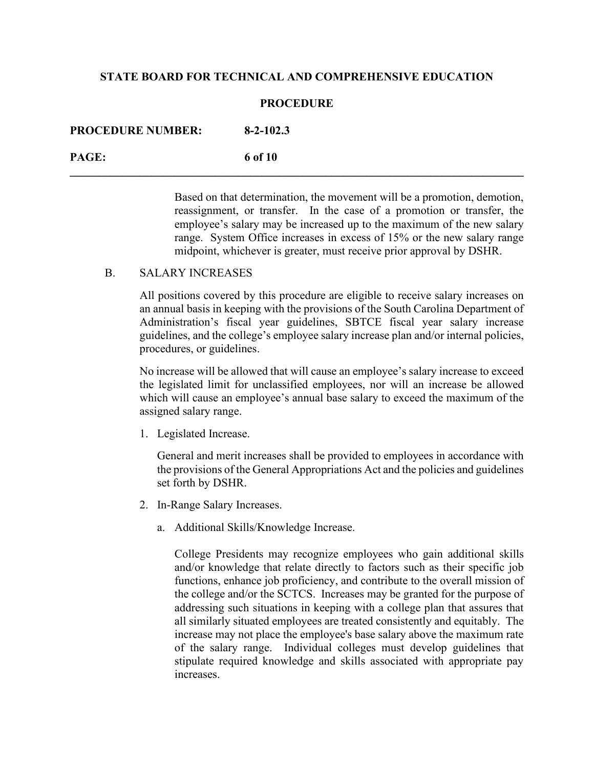Based on that determination, the movement will be a promotion, demotion, reassignment, or transfer. In the case of a promotion or transfer, the employee's salary may be increased up to the maximum of the new salary range. System Office increases in excess of 15% or the new salary range midpoint, whichever is greater, must receive prior approval by DSHR.

B. SALARY INCREASES

All positions covered by this procedure are eligible to receive salary increases on an annual basis in keeping with the provisions of the South Carolina Department of Administration's fiscal year guidelines, SBTCE fiscal year salary increase guidelines, and the college's employee salary increase plan and/or internal policies, procedures, or guidelines.

No increase will be allowed that will cause an employee's salary increase to exceed the legislated limit for unclassified employees, nor will an increase be allowed which will cause an employee's annual base salary to exceed the maximum of the assigned salary range.

1. Legislated Increase.

   General and merit increases shall be provided to employees in accordance with the provisions of the General Appropriations Act and the policies and guidelines set forth by DSHR.

2. In-Range Salary Increases.

   a. Additional Skills/Knowledge Increase.

      College Presidents may recognize employees who gain additional skills and/or knowledge that relate directly to factors such as their specific job functions, enhance job proficiency, and contribute to the overall mission of the college and/or the SCTCS. Increases may be granted for the purpose of addressing such situations in keeping with a college plan that assures that all similarly situated employees are treated consistently and equitably. The increase may not place the employee's base salary above the maximum rate of the salary range. Individual colleges must develop guidelines that stipulate required knowledge and skills associated with appropriate pay increases.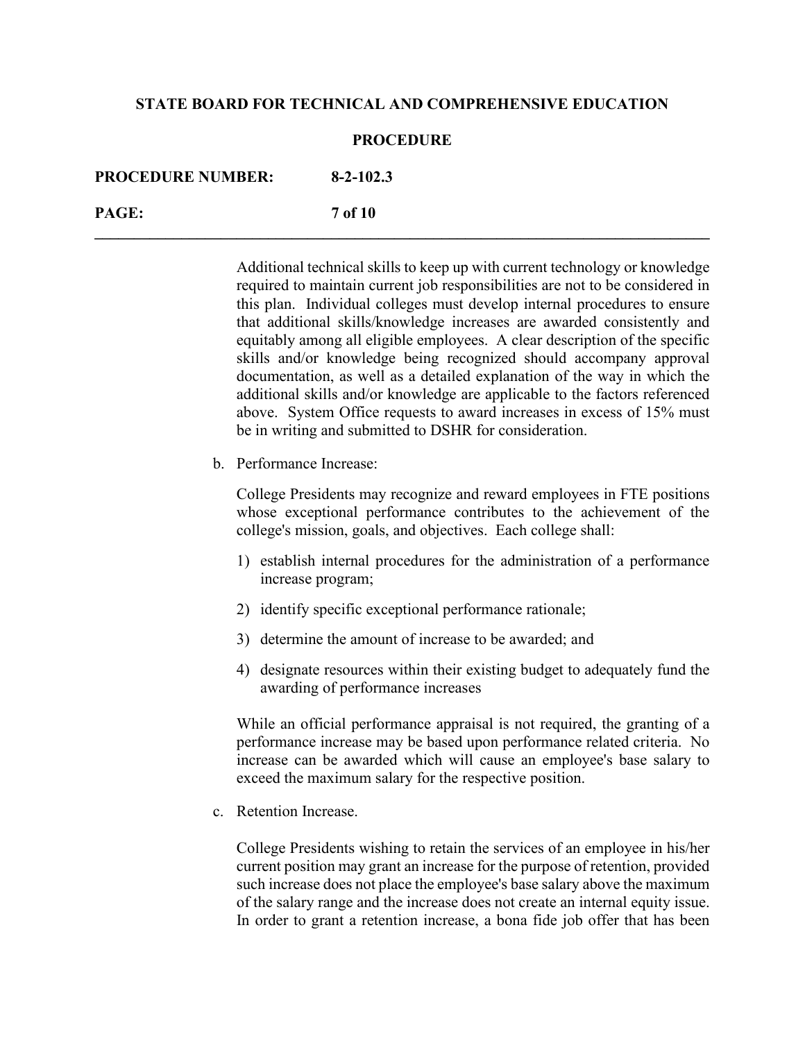Additional technical skills to keep up with current technology or knowledge required to maintain current job responsibilities are not to be considered in this plan. Individual colleges must develop internal procedures to ensure that additional skills/knowledge increases are awarded consistently and equitably among all eligible employees. A clear description of the specific skills and/or knowledge being recognized should accompany approval documentation, as well as a detailed explanation of the way in which the additional skills and/or knowledge are applicable to the factors referenced above. System Office requests to award increases in excess of 15% must be in writing and submitted to DSHR for consideration.

b. Performance Increase:

College Presidents may recognize and reward employees in FTE positions whose exceptional performance contributes to the achievement of the college's mission, goals, and objectives. Each college shall:

1) establish internal procedures for the administration of a performance increase program;

2) identify specific exceptional performance rationale;

3) determine the amount of increase to be awarded; and

4) designate resources within their existing budget to adequately fund the awarding of performance increases

While an official performance appraisal is not required, the granting of a performance increase may be based upon performance related criteria. No increase can be awarded which will cause an employee's base salary to exceed the maximum salary for the respective position.

c. Retention Increase.

College Presidents wishing to retain the services of an employee in his/her current position may grant an increase for the purpose of retention, provided such increase does not place the employee's base salary above the maximum of the salary range and the increase does not create an internal equity issue. In order to grant a retention increase, a bona fide job offer that has been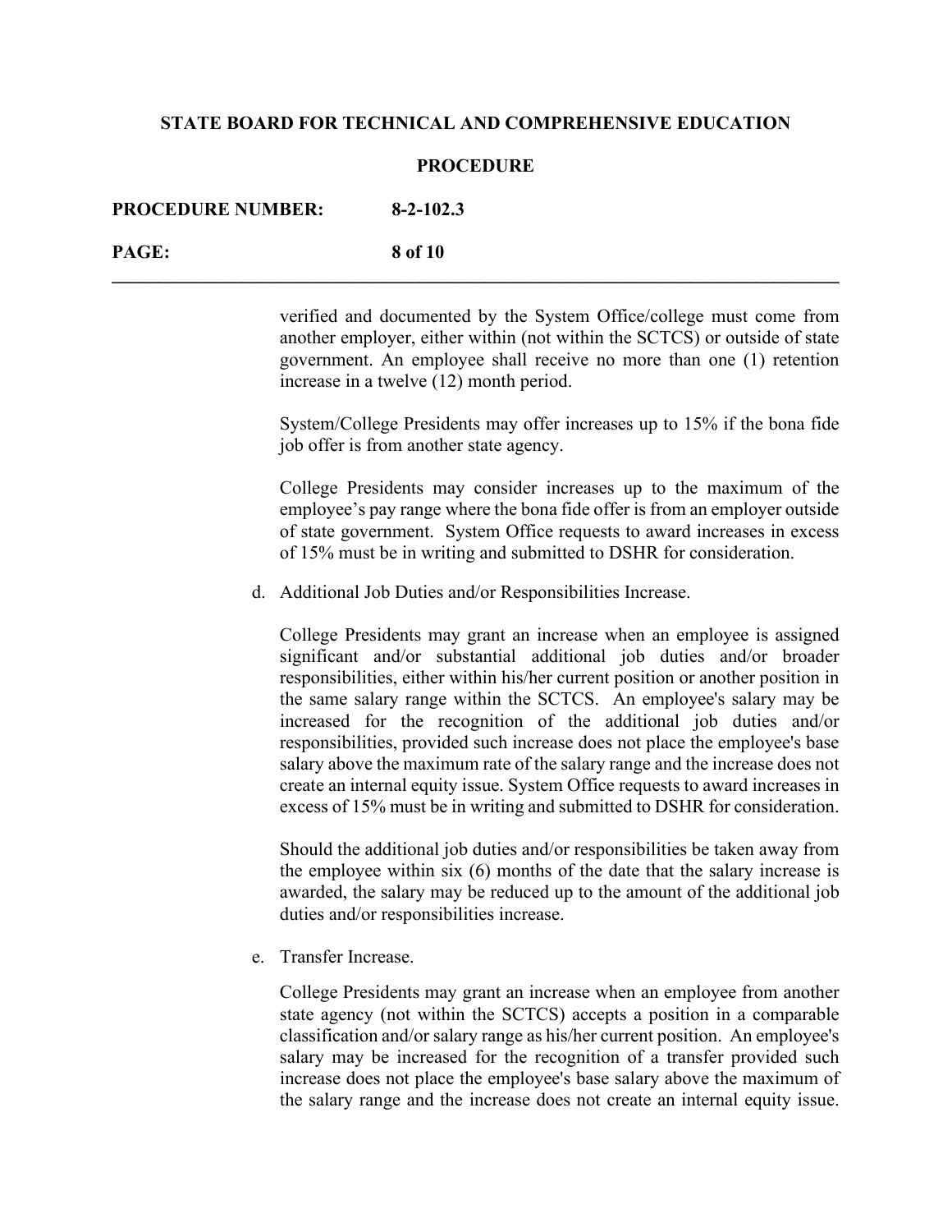verified and documented by the System Office/college must come from another employer, either within (not within the SCTCS) or outside of state government. An employee shall receive no more than one (1) retention increase in a twelve (12) month period.

System/College Presidents may offer increases up to 15% if the bona fide job offer is from another state agency.

College Presidents may consider increases up to the maximum of the employee's pay range where the bona fide offer is from an employer outside of state government. System Office requests to award increases in excess of 15% must be in writing and submitted to DSHR for consideration.

d. Additional Job Duties and/or Responsibilities Increase.

   College Presidents may grant an increase when an employee is assigned significant and/or substantial additional job duties and/or broader responsibilities, either within his/her current position or another position in the same salary range within the SCTCS. An employee's salary may be increased for the recognition of the additional job duties and/or responsibilities, provided such increase does not place the employee's base salary above the maximum rate of the salary range and the increase does not create an internal equity issue. System Office requests to award increases in excess of 15% must be in writing and submitted to DSHR for consideration.

   Should the additional job duties and/or responsibilities be taken away from the employee within six (6) months of the date that the salary increase is awarded, the salary may be reduced up to the amount of the additional job duties and/or responsibilities increase.

e. Transfer Increase.

   College Presidents may grant an increase when an employee from another state agency (not within the SCTCS) accepts a position in a comparable classification and/or salary range as his/her current position. An employee's salary may be increased for the recognition of a transfer provided such increase does not place the employee's base salary above the maximum of the salary range and the increase does not create an internal equity issue.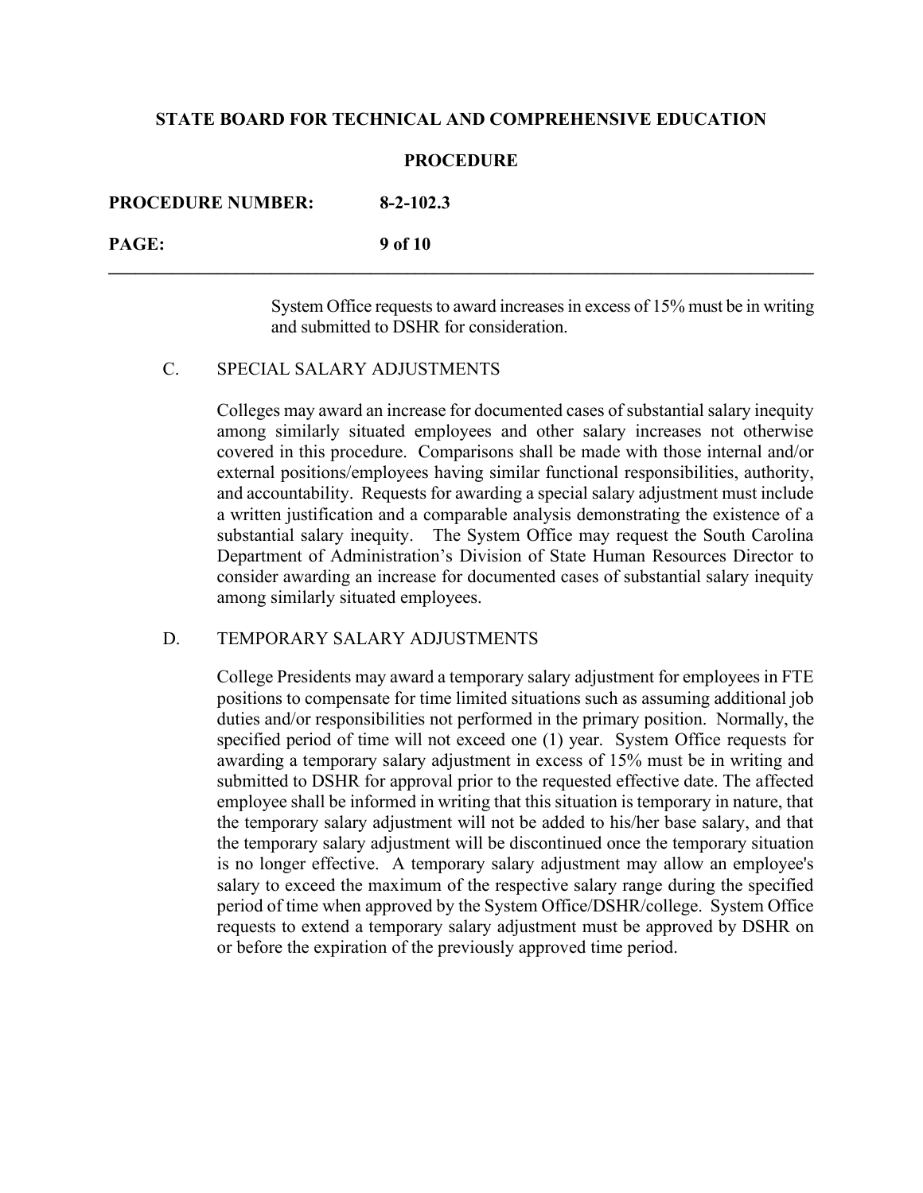System Office requests to award increases in excess of 15% must be in writing and submitted to DSHR for consideration.

### C. SPECIAL SALARY ADJUSTMENTS

Colleges may award an increase for documented cases of substantial salary inequity among similarly situated employees and other salary increases not otherwise covered in this procedure. Comparisons shall be made with those internal and/or external positions/employees having similar functional responsibilities, authority, and accountability. Requests for awarding a special salary adjustment must include a written justification and a comparable analysis demonstrating the existence of a substantial salary inequity. The System Office may request the South Carolina Department of Administration's Division of State Human Resources Director to consider awarding an increase for documented cases of substantial salary inequity among similarly situated employees.

### D. TEMPORARY SALARY ADJUSTMENTS

College Presidents may award a temporary salary adjustment for employees in FTE positions to compensate for time limited situations such as assuming additional job duties and/or responsibilities not performed in the primary position. Normally, the specified period of time will not exceed one (1) year. System Office requests for awarding a temporary salary adjustment in excess of 15% must be in writing and submitted to DSHR for approval prior to the requested effective date. The affected employee shall be informed in writing that this situation is temporary in nature, that the temporary salary adjustment will not be added to his/her base salary, and that the temporary salary adjustment will be discontinued once the temporary situation is no longer effective. A temporary salary adjustment may allow an employee's salary to exceed the maximum of the respective salary range during the specified period of time when approved by the System Office/DSHR/college. System Office requests to extend a temporary salary adjustment must be approved by DSHR on or before the expiration of the previously approved time period.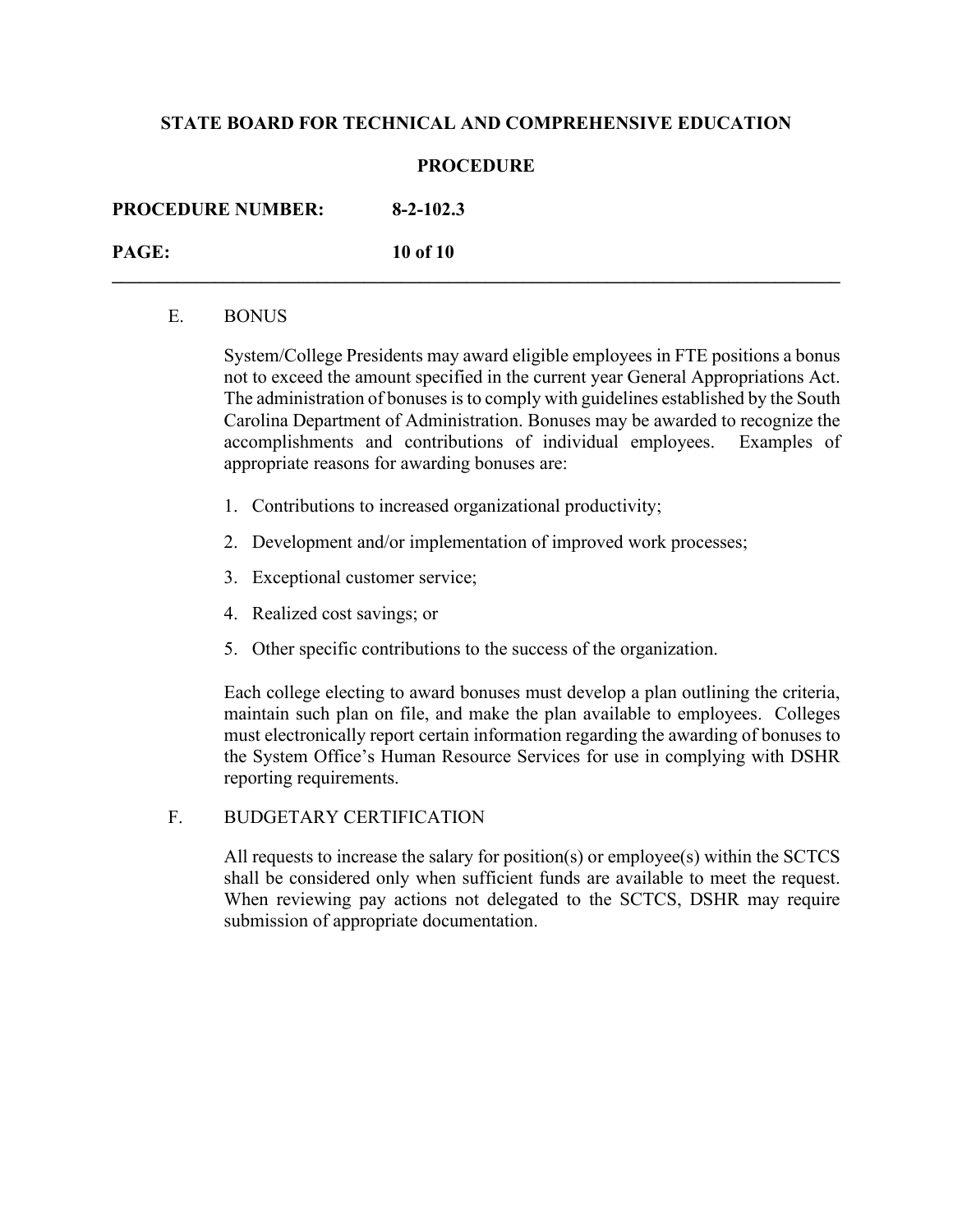E. BONUS

System/College Presidents may award eligible employees in FTE positions a bonus not to exceed the amount specified in the current year General Appropriations Act. The administration of bonuses is to comply with guidelines established by the South Carolina Department of Administration. Bonuses may be awarded to recognize the accomplishments and contributions of individual employees. Examples of appropriate reasons for awarding bonuses are:

1. Contributions to increased organizational productivity;
2. Development and/or implementation of improved work processes;
3. Exceptional customer service;
4. Realized cost savings; or
5. Other specific contributions to the success of the organization.

Each college electing to award bonuses must develop a plan outlining the criteria, maintain such plan on file, and make the plan available to employees. Colleges must electronically report certain information regarding the awarding of bonuses to the System Office's Human Resource Services for use in complying with DSHR reporting requirements.

F. BUDGETARY CERTIFICATION

All requests to increase the salary for position(s) or employee(s) within the SCTCS shall be considered only when sufficient funds are available to meet the request. When reviewing pay actions not delegated to the SCTCS, DSHR may require submission of appropriate documentation.